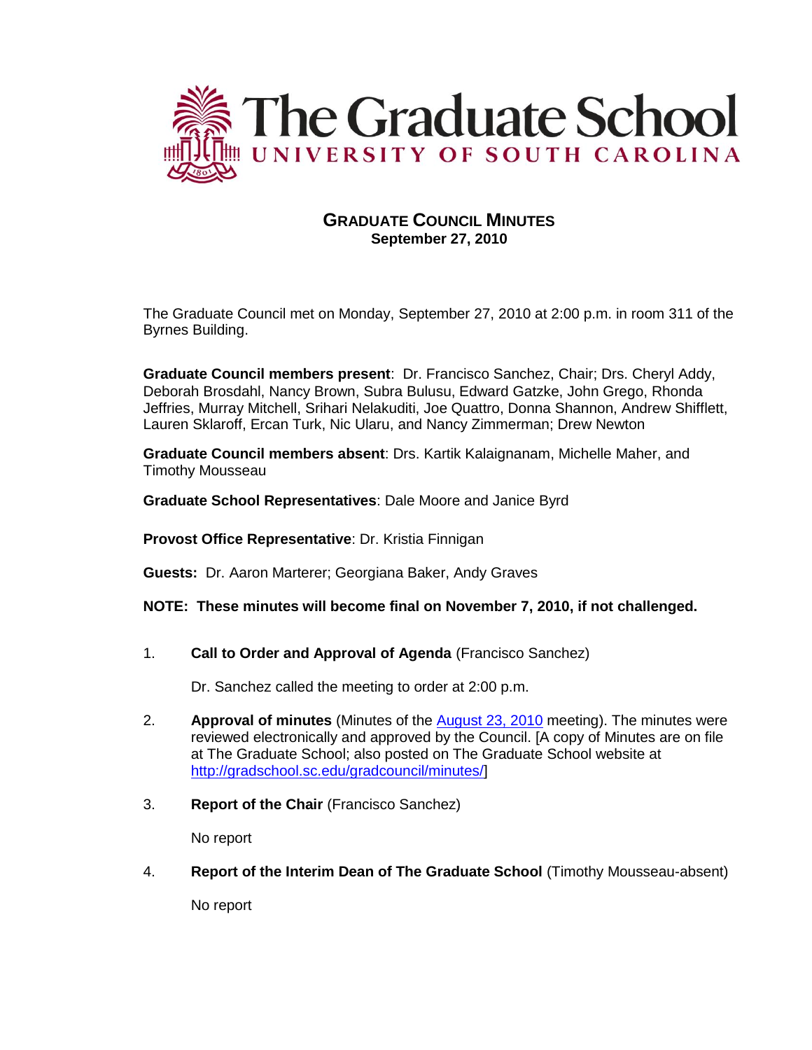# The Graduate School

UNIVERSITY OF SOUTH CAROLINA

## GRADUATE COUNCIL MINUTES

**September 27, 2010**

The Graduate Council met on Monday, September 27, 2010 at 2:00 p.m. in room 311 of the Byrnes Building.

**Graduate Council members present**: Dr. Francisco Sanchez, Chair; Drs. Cheryl Addy, Deborah Brosdahl, Nancy Brown, Subra Bulusu, Edward Gatzke, John Grego, Rhonda Jeffries, Murray Mitchell, Srihari Nelakuditi, Joe Quattro, Donna Shannon, Andrew Shifflett, Lauren Sklaroff, Ercan Turk, Nic Ularu, and Nancy Zimmerman; Drew Newton

**Graduate Council members absent**: Drs. Kartik Kalaignanam, Michelle Maher, and Timothy Mousseau

**Graduate School Representatives**: Dale Moore and Janice Byrd

**Provost Office Representative**: Dr. Kristia Finnigan

**Guests:** Dr. Aaron Marterer; Georgiana Baker, Andy Graves

**NOTE: These minutes will become final on November 7, 2010, if not challenged.**

1. **Call to Order and Approval of Agenda** (Francisco Sanchez)

   Dr. Sanchez called the meeting to order at 2:00 p.m.

2. **Approval of minutes** (Minutes of the August 23, 2010 meeting). The minutes were reviewed electronically and approved by the Council. [A copy of Minutes are on file at The Graduate School; also posted on The Graduate School website at http://gradschool.sc.edu/gradcouncil/minutes/]

3. **Report of the Chair** (Francisco Sanchez)

   No report

4. **Report of the Interim Dean of The Graduate School** (Timothy Mousseau-absent)

   No report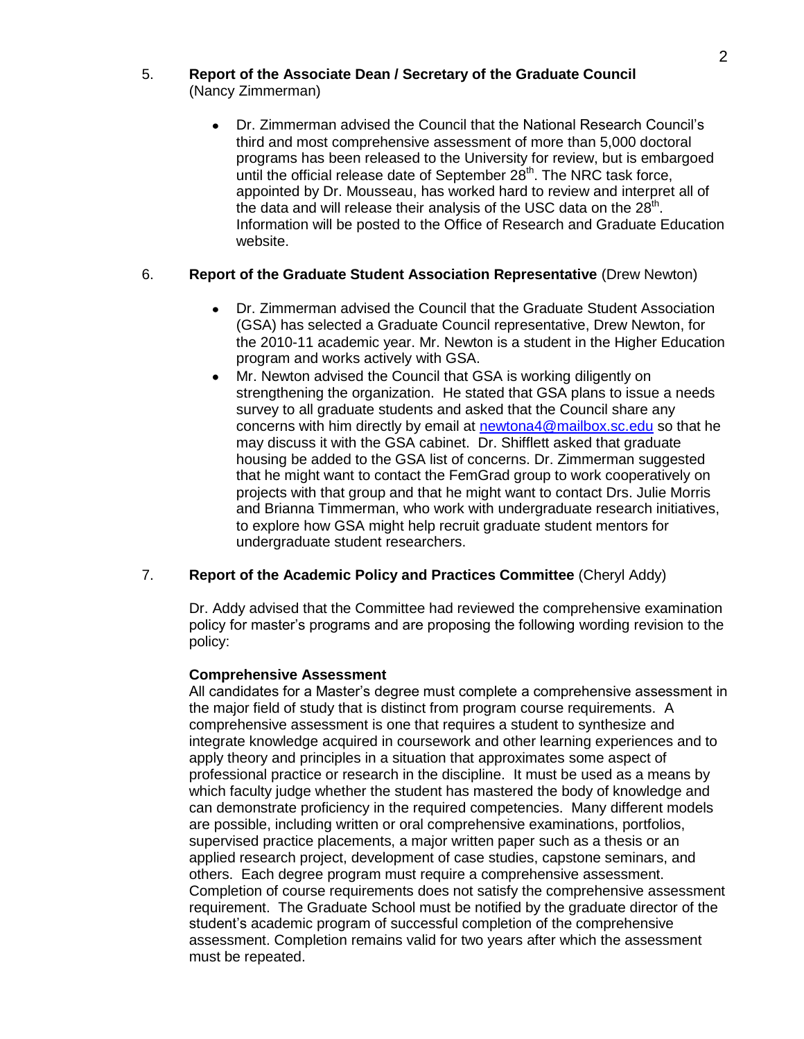5. **Report of the Associate Dean / Secretary of the Graduate Council** (Nancy Zimmerman)

- Dr. Zimmerman advised the Council that the National Research Council's third and most comprehensive assessment of more than 5,000 doctoral programs has been released to the University for review, but is embargoed until the official release date of September 28th. The NRC task force, appointed by Dr. Mousseau, has worked hard to review and interpret all of the data and will release their analysis of the USC data on the 28th. Information will be posted to the Office of Research and Graduate Education website.

6. **Report of the Graduate Student Association Representative** (Drew Newton)

- Dr. Zimmerman advised the Council that the Graduate Student Association (GSA) has selected a Graduate Council representative, Drew Newton, for the 2010-11 academic year. Mr. Newton is a student in the Higher Education program and works actively with GSA.
- Mr. Newton advised the Council that GSA is working diligently on strengthening the organization. He stated that GSA plans to issue a needs survey to all graduate students and asked that the Council share any concerns with him directly by email at newtona4@mailbox.sc.edu so that he may discuss it with the GSA cabinet. Dr. Shifflett asked that graduate housing be added to the GSA list of concerns. Dr. Zimmerman suggested that he might want to contact the FemGrad group to work cooperatively on projects with that group and that he might want to contact Drs. Julie Morris and Brianna Timmerman, who work with undergraduate research initiatives, to explore how GSA might help recruit graduate student mentors for undergraduate student researchers.

7. **Report of the Academic Policy and Practices Committee** (Cheryl Addy)

Dr. Addy advised that the Committee had reviewed the comprehensive examination policy for master's programs and are proposing the following wording revision to the policy:

**Comprehensive Assessment**

All candidates for a Master's degree must complete a comprehensive assessment in the major field of study that is distinct from program course requirements. A comprehensive assessment is one that requires a student to synthesize and integrate knowledge acquired in coursework and other learning experiences and to apply theory and principles in a situation that approximates some aspect of professional practice or research in the discipline. It must be used as a means by which faculty judge whether the student has mastered the body of knowledge and can demonstrate proficiency in the required competencies. Many different models are possible, including written or oral comprehensive examinations, portfolios, supervised practice placements, a major written paper such as a thesis or an applied research project, development of case studies, capstone seminars, and others. Each degree program must require a comprehensive assessment. Completion of course requirements does not satisfy the comprehensive assessment requirement. The Graduate School must be notified by the graduate director of the student's academic program of successful completion of the comprehensive assessment. Completion remains valid for two years after which the assessment must be repeated.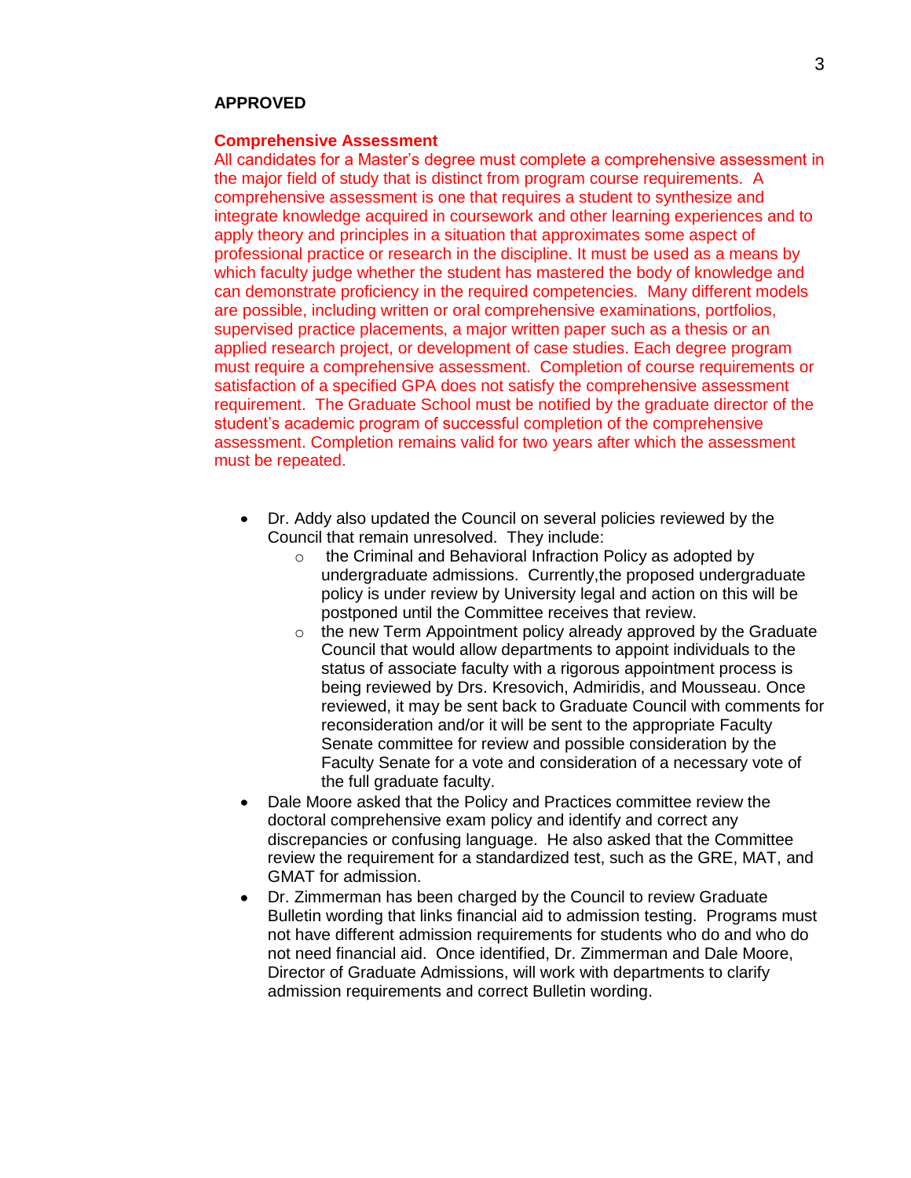**APPROVED**

**Comprehensive Assessment**

All candidates for a Master's degree must complete a comprehensive assessment in the major field of study that is distinct from program course requirements. A comprehensive assessment is one that requires a student to synthesize and integrate knowledge acquired in coursework and other learning experiences and to apply theory and principles in a situation that approximates some aspect of professional practice or research in the discipline. It must be used as a means by which faculty judge whether the student has mastered the body of knowledge and can demonstrate proficiency in the required competencies. Many different models are possible, including written or oral comprehensive examinations, portfolios, supervised practice placements, a major written paper such as a thesis or an applied research project, or development of case studies. Each degree program must require a comprehensive assessment. Completion of course requirements or satisfaction of a specified GPA does not satisfy the comprehensive assessment requirement. The Graduate School must be notified by the graduate director of the student's academic program of successful completion of the comprehensive assessment. Completion remains valid for two years after which the assessment must be repeated.

- Dr. Addy also updated the Council on several policies reviewed by the Council that remain unresolved. They include:
  - the Criminal and Behavioral Infraction Policy as adopted by undergraduate admissions. Currently,the proposed undergraduate policy is under review by University legal and action on this will be postponed until the Committee receives that review.
  - the new Term Appointment policy already approved by the Graduate Council that would allow departments to appoint individuals to the status of associate faculty with a rigorous appointment process is being reviewed by Drs. Kresovich, Admiridis, and Mousseau. Once reviewed, it may be sent back to Graduate Council with comments for reconsideration and/or it will be sent to the appropriate Faculty Senate committee for review and possible consideration by the Faculty Senate for a vote and consideration of a necessary vote of the full graduate faculty.
- Dale Moore asked that the Policy and Practices committee review the doctoral comprehensive exam policy and identify and correct any discrepancies or confusing language. He also asked that the Committee review the requirement for a standardized test, such as the GRE, MAT, and GMAT for admission.
- Dr. Zimmerman has been charged by the Council to review Graduate Bulletin wording that links financial aid to admission testing. Programs must not have different admission requirements for students who do and who do not need financial aid. Once identified, Dr. Zimmerman and Dale Moore, Director of Graduate Admissions, will work with departments to clarify admission requirements and correct Bulletin wording.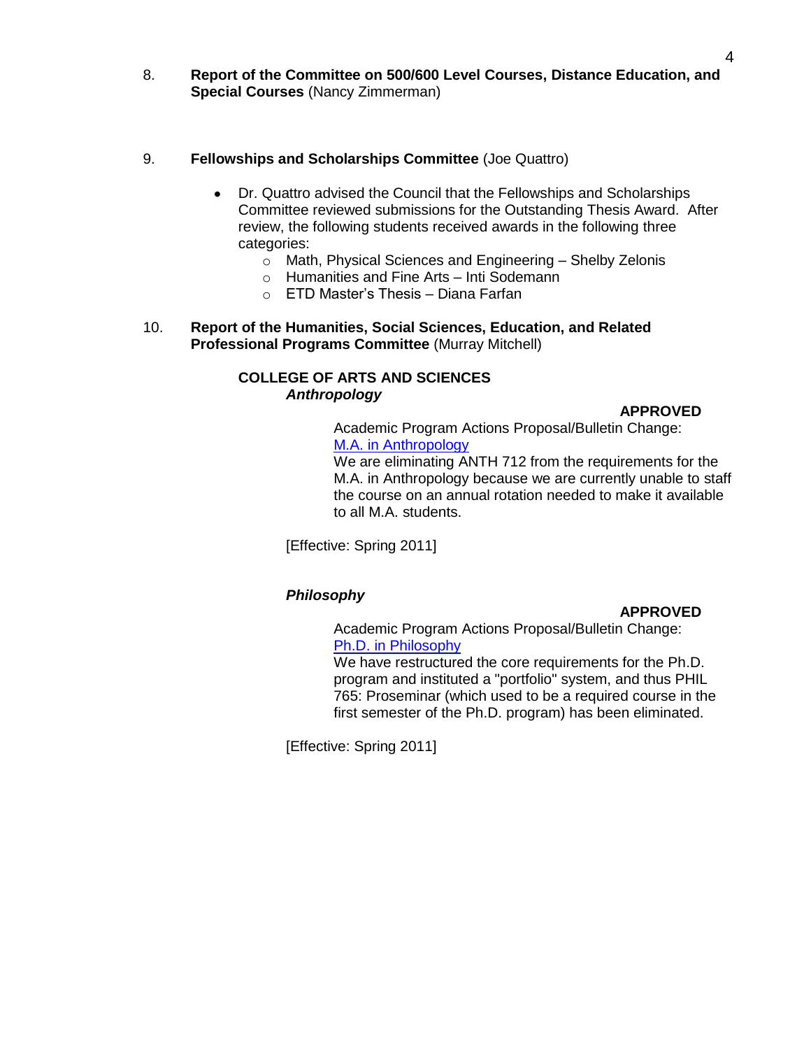8. **Report of the Committee on 500/600 Level Courses, Distance Education, and Special Courses** (Nancy Zimmerman)

9. **Fellowships and Scholarships Committee** (Joe Quattro)

   - Dr. Quattro advised the Council that the Fellowships and Scholarships Committee reviewed submissions for the Outstanding Thesis Award. After review, the following students received awards in the following three categories:
     - Math, Physical Sciences and Engineering – Shelby Zelonis
     - Humanities and Fine Arts – Inti Sodemann
     - ETD Master's Thesis – Diana Farfan

10. **Report of the Humanities, Social Sciences, Education, and Related Professional Programs Committee** (Murray Mitchell)

**COLLEGE OF ARTS AND SCIENCES**

***Anthropology***

**APPROVED**

Academic Program Actions Proposal/Bulletin Change:
M.A. in Anthropology
We are eliminating ANTH 712 from the requirements for the M.A. in Anthropology because we are currently unable to staff the course on an annual rotation needed to make it available to all M.A. students.

[Effective: Spring 2011]

***Philosophy***

**APPROVED**

Academic Program Actions Proposal/Bulletin Change:
Ph.D. in Philosophy
We have restructured the core requirements for the Ph.D. program and instituted a "portfolio" system, and thus PHIL 765: Proseminar (which used to be a required course in the first semester of the Ph.D. program) has been eliminated.

[Effective: Spring 2011]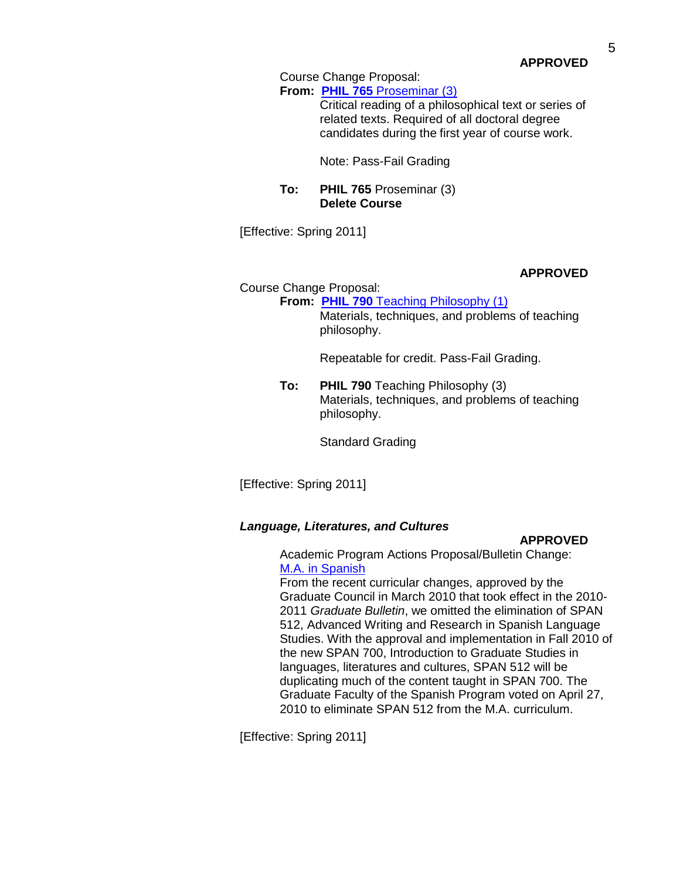**APPROVED**

Course Change Proposal:

**From:** **PHIL 765** Proseminar (3)

Critical reading of a philosophical text or series of related texts. Required of all doctoral degree candidates during the first year of course work.

Note: Pass-Fail Grading

**To:** **PHIL 765** Proseminar (3)
**Delete Course**

[Effective: Spring 2011]

**APPROVED**

Course Change Proposal:

**From:** **PHIL 790** Teaching Philosophy (1)

Materials, techniques, and problems of teaching philosophy.

Repeatable for credit. Pass-Fail Grading.

**To:** **PHIL 790** Teaching Philosophy (3)

Materials, techniques, and problems of teaching philosophy.

Standard Grading

[Effective: Spring 2011]

***Language, Literatures, and Cultures***

**APPROVED**

Academic Program Actions Proposal/Bulletin Change:
M.A. in Spanish

From the recent curricular changes, approved by the Graduate Council in March 2010 that took effect in the 2010-2011 *Graduate Bulletin*, we omitted the elimination of SPAN 512, Advanced Writing and Research in Spanish Language Studies. With the approval and implementation in Fall 2010 of the new SPAN 700, Introduction to Graduate Studies in languages, literatures and cultures, SPAN 512 will be duplicating much of the content taught in SPAN 700. The Graduate Faculty of the Spanish Program voted on April 27, 2010 to eliminate SPAN 512 from the M.A. curriculum.

[Effective: Spring 2011]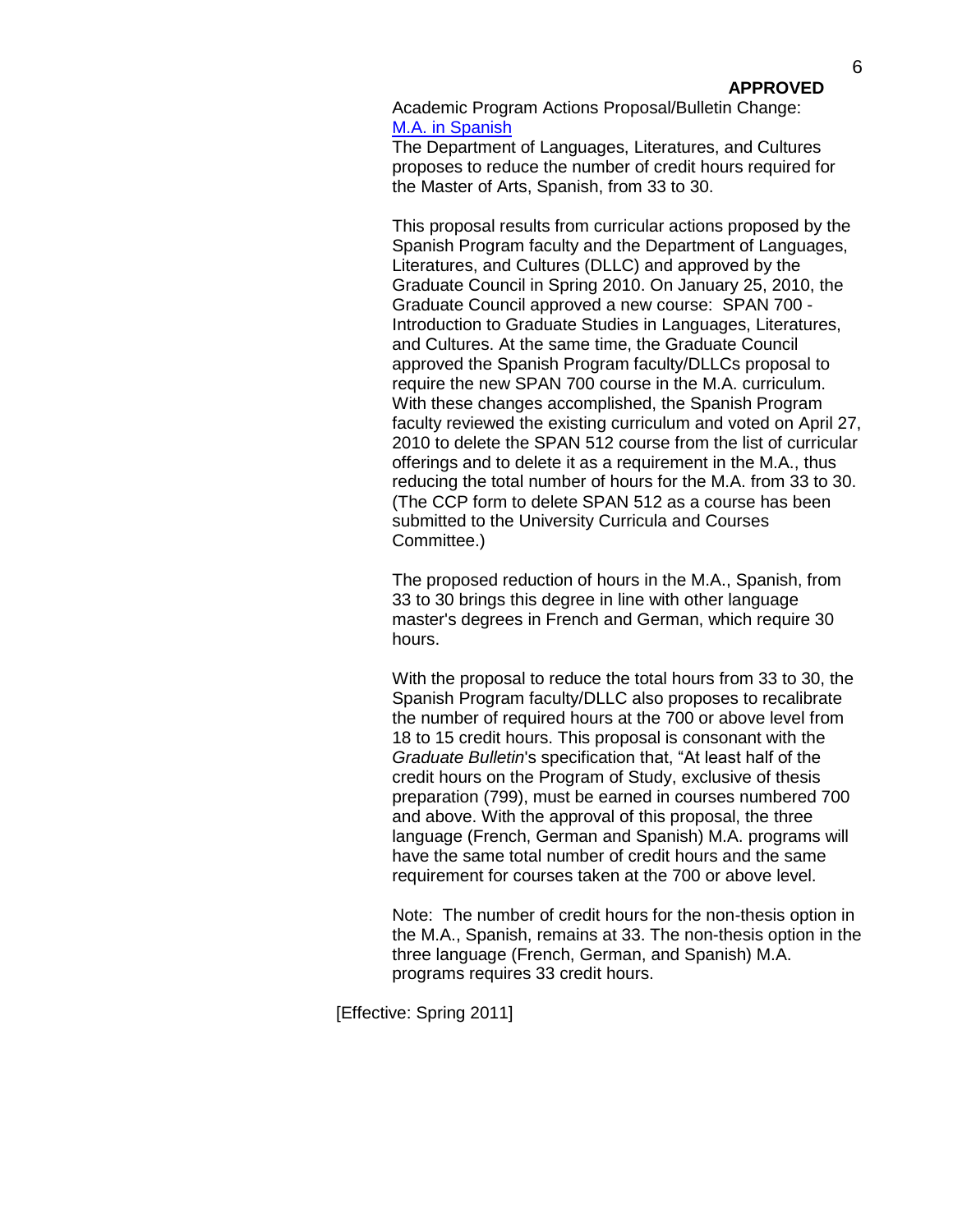**APPROVED**

Academic Program Actions Proposal/Bulletin Change: M.A. in Spanish

The Department of Languages, Literatures, and Cultures proposes to reduce the number of credit hours required for the Master of Arts, Spanish, from 33 to 30.

This proposal results from curricular actions proposed by the Spanish Program faculty and the Department of Languages, Literatures, and Cultures (DLLC) and approved by the Graduate Council in Spring 2010. On January 25, 2010, the Graduate Council approved a new course: SPAN 700 - Introduction to Graduate Studies in Languages, Literatures, and Cultures. At the same time, the Graduate Council approved the Spanish Program faculty/DLLCs proposal to require the new SPAN 700 course in the M.A. curriculum. With these changes accomplished, the Spanish Program faculty reviewed the existing curriculum and voted on April 27, 2010 to delete the SPAN 512 course from the list of curricular offerings and to delete it as a requirement in the M.A., thus reducing the total number of hours for the M.A. from 33 to 30. (The CCP form to delete SPAN 512 as a course has been submitted to the University Curricula and Courses Committee.)

The proposed reduction of hours in the M.A., Spanish, from 33 to 30 brings this degree in line with other language master's degrees in French and German, which require 30 hours.

With the proposal to reduce the total hours from 33 to 30, the Spanish Program faculty/DLLC also proposes to recalibrate the number of required hours at the 700 or above level from 18 to 15 credit hours. This proposal is consonant with the *Graduate Bulletin*'s specification that, "At least half of the credit hours on the Program of Study, exclusive of thesis preparation (799), must be earned in courses numbered 700 and above. With the approval of this proposal, the three language (French, German and Spanish) M.A. programs will have the same total number of credit hours and the same requirement for courses taken at the 700 or above level.

Note: The number of credit hours for the non-thesis option in the M.A., Spanish, remains at 33. The non-thesis option in the three language (French, German, and Spanish) M.A. programs requires 33 credit hours.

[Effective: Spring 2011]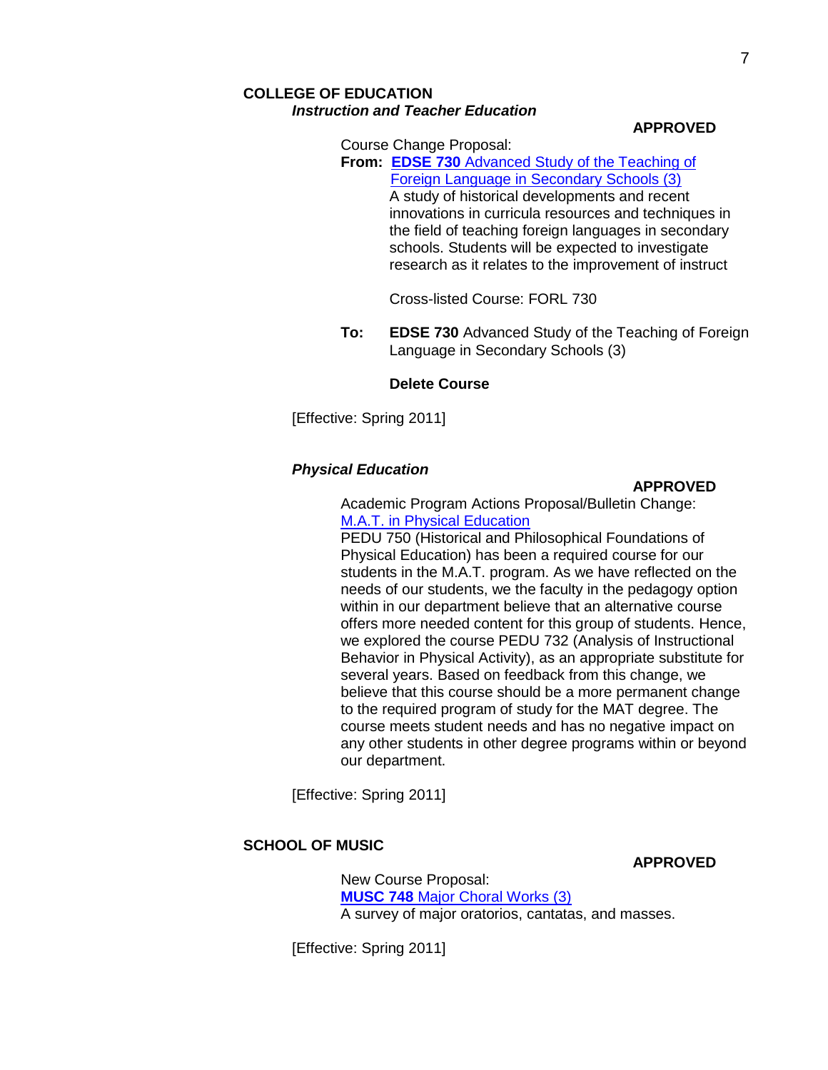## COLLEGE OF EDUCATION

### *Instruction and Teacher Education*

**APPROVED**

Course Change Proposal:

**From:** **EDSE 730** Advanced Study of the Teaching of Foreign Language in Secondary Schools (3)

A study of historical developments and recent innovations in curricula resources and techniques in the field of teaching foreign languages in secondary schools. Students will be expected to investigate research as it relates to the improvement of instruct

Cross-listed Course: FORL 730

**To:** **EDSE 730** Advanced Study of the Teaching of Foreign Language in Secondary Schools (3)

**Delete Course**

[Effective: Spring 2011]

### *Physical Education*

**APPROVED**

Academic Program Actions Proposal/Bulletin Change:
M.A.T. in Physical Education

PEDU 750 (Historical and Philosophical Foundations of Physical Education) has been a required course for our students in the M.A.T. program. As we have reflected on the needs of our students, we the faculty in the pedagogy option within in our department believe that an alternative course offers more needed content for this group of students. Hence, we explored the course PEDU 732 (Analysis of Instructional Behavior in Physical Activity), as an appropriate substitute for several years. Based on feedback from this change, we believe that this course should be a more permanent change to the required program of study for the MAT degree. The course meets student needs and has no negative impact on any other students in other degree programs within or beyond our department.

[Effective: Spring 2011]

## SCHOOL OF MUSIC

**APPROVED**

New Course Proposal:
**MUSC 748** Major Choral Works (3)
A survey of major oratorios, cantatas, and masses.

[Effective: Spring 2011]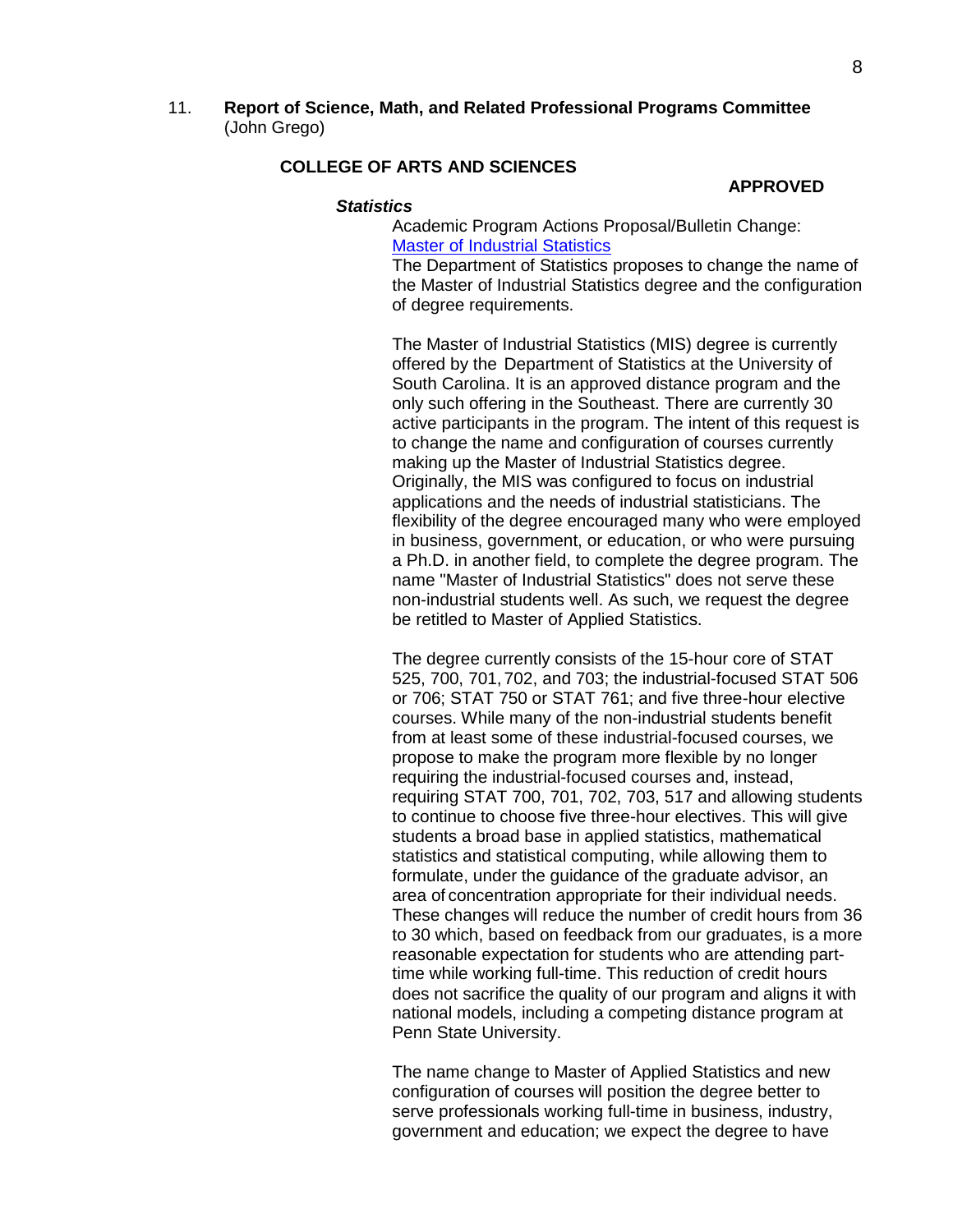11. **Report of Science, Math, and Related Professional Programs Committee** (John Grego)

**COLLEGE OF ARTS AND SCIENCES**

**APPROVED**

***Statistics***

Academic Program Actions Proposal/Bulletin Change: [Master of Industrial Statistics]

The Department of Statistics proposes to change the name of the Master of Industrial Statistics degree and the configuration of degree requirements.

The Master of Industrial Statistics (MIS) degree is currently offered by the Department of Statistics at the University of South Carolina. It is an approved distance program and the only such offering in the Southeast. There are currently 30 active participants in the program. The intent of this request is to change the name and configuration of courses currently making up the Master of Industrial Statistics degree. Originally, the MIS was configured to focus on industrial applications and the needs of industrial statisticians. The flexibility of the degree encouraged many who were employed in business, government, or education, or who were pursuing a Ph.D. in another field, to complete the degree program. The name "Master of Industrial Statistics" does not serve these non-industrial students well. As such, we request the degree be retitled to Master of Applied Statistics.

The degree currently consists of the 15-hour core of STAT 525, 700, 701, 702, and 703; the industrial-focused STAT 506 or 706; STAT 750 or STAT 761; and five three-hour elective courses. While many of the non-industrial students benefit from at least some of these industrial-focused courses, we propose to make the program more flexible by no longer requiring the industrial-focused courses and, instead, requiring STAT 700, 701, 702, 703, 517 and allowing students to continue to choose five three-hour electives. This will give students a broad base in applied statistics, mathematical statistics and statistical computing, while allowing them to formulate, under the guidance of the graduate advisor, an area of concentration appropriate for their individual needs. These changes will reduce the number of credit hours from 36 to 30 which, based on feedback from our graduates, is a more reasonable expectation for students who are attending part-time while working full-time. This reduction of credit hours does not sacrifice the quality of our program and aligns it with national models, including a competing distance program at Penn State University.

The name change to Master of Applied Statistics and new configuration of courses will position the degree better to serve professionals working full-time in business, industry, government and education; we expect the degree to have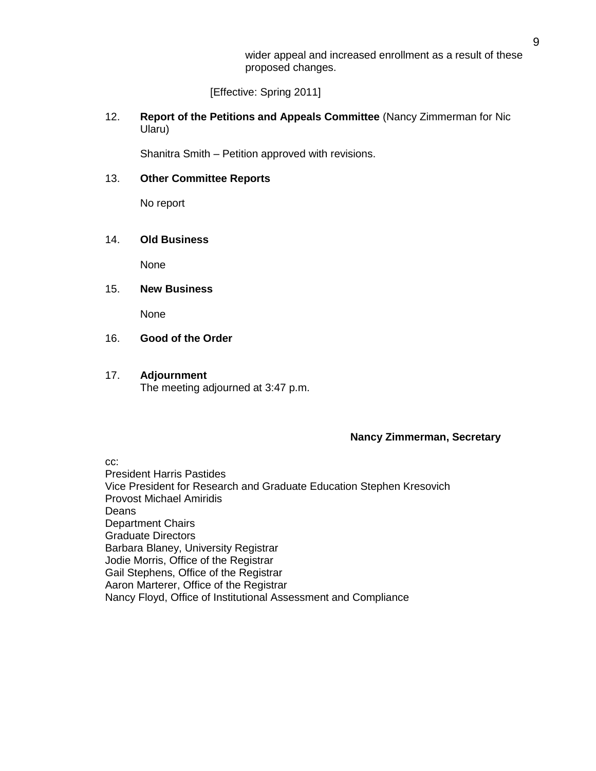wider appeal and increased enrollment as a result of these proposed changes.

[Effective: Spring 2011]

12. **Report of the Petitions and Appeals Committee** (Nancy Zimmerman for Nic Ularu)

    Shanitra Smith – Petition approved with revisions.

13. **Other Committee Reports**

    No report

14. **Old Business**

    None

15. **New Business**

    None

16. **Good of the Order**

17. **Adjournment**
    The meeting adjourned at 3:47 p.m.

**Nancy Zimmerman, Secretary**

cc:
President Harris Pastides
Vice President for Research and Graduate Education Stephen Kresovich
Provost Michael Amiridis
Deans
Department Chairs
Graduate Directors
Barbara Blaney, University Registrar
Jodie Morris, Office of the Registrar
Gail Stephens, Office of the Registrar
Aaron Marterer, Office of the Registrar
Nancy Floyd, Office of Institutional Assessment and Compliance